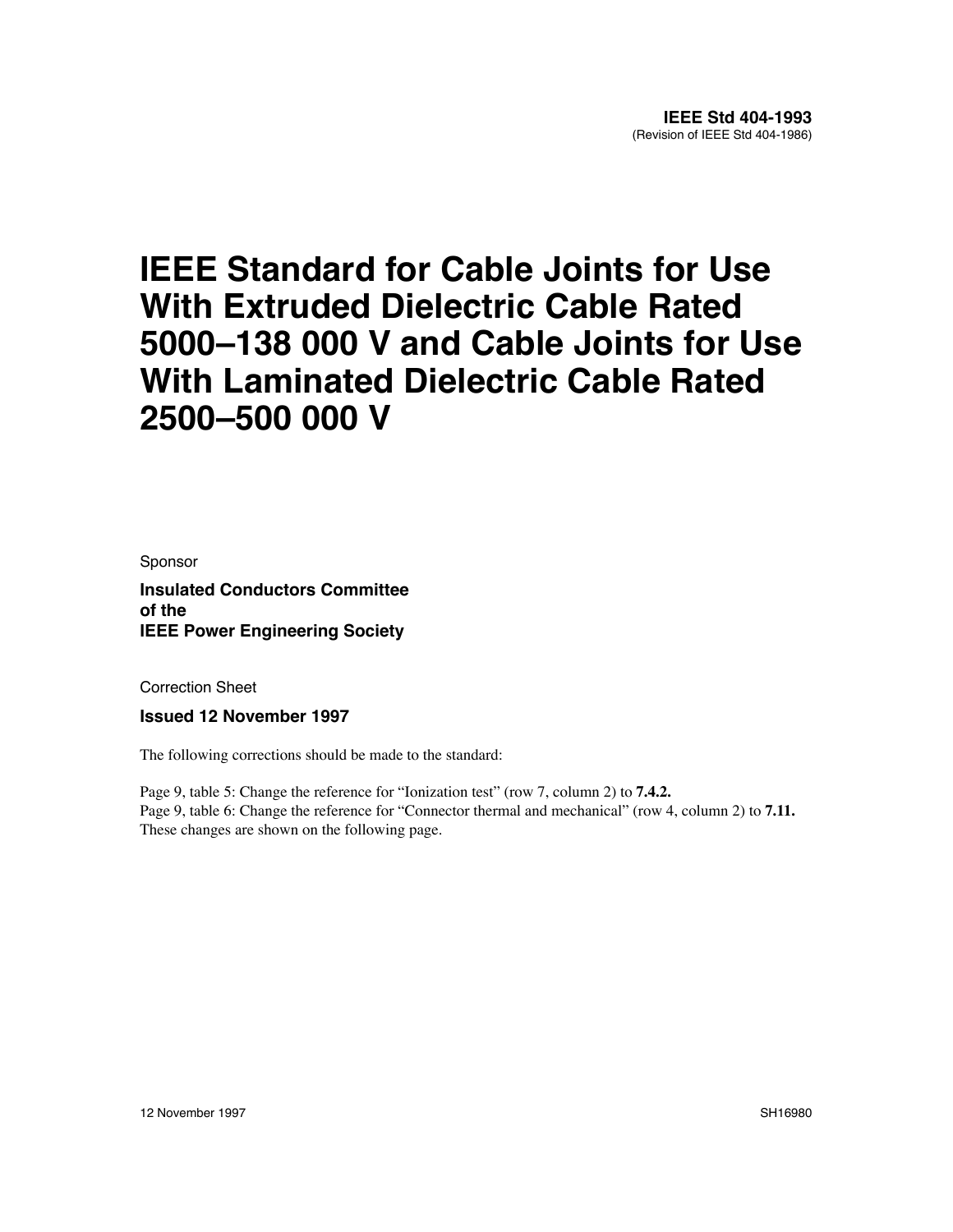**IEEE Std 404-1993**
(Revision of IEEE Std 404-1986)

# IEEE Standard for Cable Joints for Use With Extruded Dielectric Cable Rated 5000–138 000 V and Cable Joints for Use With Laminated Dielectric Cable Rated 2500–500 000 V

Sponsor

**Insulated Conductors Committee of the IEEE Power Engineering Society**

Correction Sheet

**Issued 12 November 1997**

The following corrections should be made to the standard:

Page 9, table 5: Change the reference for "Ionization test" (row 7, column 2) to **7.4.2.**
Page 9, table 6: Change the reference for "Connector thermal and mechanical" (row 4, column 2) to **7.11.**
These changes are shown on the following page.

12 November 1997 SH16980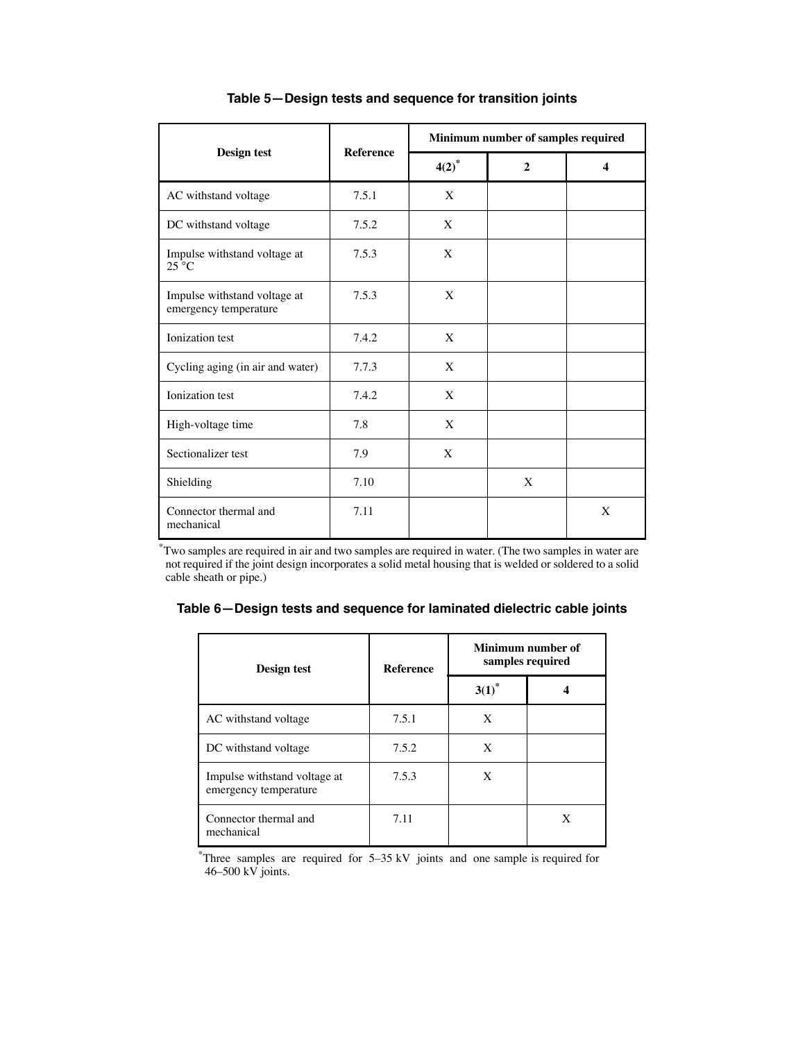**Table 5—Design tests and sequence for transition joints**

| Design test | Reference | Minimum number of samples required | | |
|---|---|---|---|---|
| | | 4(2)* | 2 | 4 |
| AC withstand voltage | 7.5.1 | X | | |
| DC withstand voltage | 7.5.2 | X | | |
| Impulse withstand voltage at 25 °C | 7.5.3 | X | | |
| Impulse withstand voltage at emergency temperature | 7.5.3 | X | | |
| Ionization test | 7.4.2 | X | | |
| Cycling aging (in air and water) | 7.7.3 | X | | |
| Ionization test | 7.4.2 | X | | |
| High-voltage time | 7.8 | X | | |
| Sectionalizer test | 7.9 | X | | |
| Shielding | 7.10 | | X | |
| Connector thermal and mechanical | 7.11 | | | X |

*Two samples are required in air and two samples are required in water. (The two samples in water are not required if the joint design incorporates a solid metal housing that is welded or soldered to a solid cable sheath or pipe.)

**Table 6—Design tests and sequence for laminated dielectric cable joints**

| Design test | Reference | Minimum number of samples required | |
|---|---|---|---|
| | | 3(1)* | 4 |
| AC withstand voltage | 7.5.1 | X | |
| DC withstand voltage | 7.5.2 | X | |
| Impulse withstand voltage at emergency temperature | 7.5.3 | X | |
| Connector thermal and mechanical | 7.11 | | X |

*Three samples are required for 5–35 kV joints and one sample is required for 46–500 kV joints.